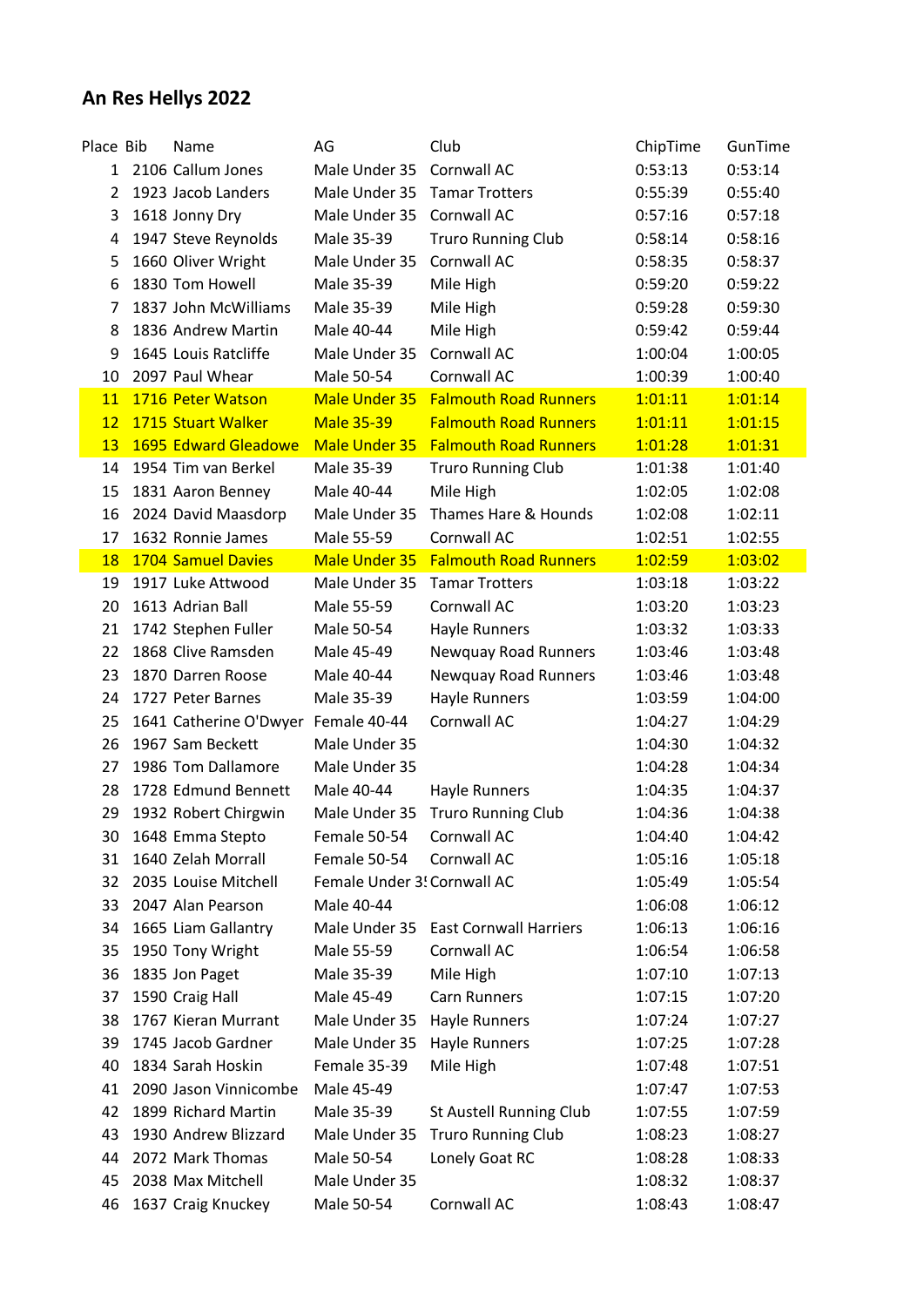# An Res Hellys 2022

| Place | Bib | Name | AG | Club | ChipTime | GunTime |
|---|---|---|---|---|---|---|
| 1 | 2106 | Callum Jones | Male Under 35 | Cornwall AC | 0:53:13 | 0:53:14 |
| 2 | 1923 | Jacob Landers | Male Under 35 | Tamar Trotters | 0:55:39 | 0:55:40 |
| 3 | 1618 | Jonny Dry | Male Under 35 | Cornwall AC | 0:57:16 | 0:57:18 |
| 4 | 1947 | Steve Reynolds | Male 35-39 | Truro Running Club | 0:58:14 | 0:58:16 |
| 5 | 1660 | Oliver Wright | Male Under 35 | Cornwall AC | 0:58:35 | 0:58:37 |
| 6 | 1830 | Tom Howell | Male 35-39 | Mile High | 0:59:20 | 0:59:22 |
| 7 | 1837 | John McWilliams | Male 35-39 | Mile High | 0:59:28 | 0:59:30 |
| 8 | 1836 | Andrew Martin | Male 40-44 | Mile High | 0:59:42 | 0:59:44 |
| 9 | 1645 | Louis Ratcliffe | Male Under 35 | Cornwall AC | 1:00:04 | 1:00:05 |
| 10 | 2097 | Paul Whear | Male 50-54 | Cornwall AC | 1:00:39 | 1:00:40 |
| 11 | 1716 | Peter Watson | Male Under 35 | Falmouth Road Runners | 1:01:11 | 1:01:14 |
| 12 | 1715 | Stuart Walker | Male 35-39 | Falmouth Road Runners | 1:01:11 | 1:01:15 |
| 13 | 1695 | Edward Gleadowe | Male Under 35 | Falmouth Road Runners | 1:01:28 | 1:01:31 |
| 14 | 1954 | Tim van Berkel | Male 35-39 | Truro Running Club | 1:01:38 | 1:01:40 |
| 15 | 1831 | Aaron Benney | Male 40-44 | Mile High | 1:02:05 | 1:02:08 |
| 16 | 2024 | David Maasdorp | Male Under 35 | Thames Hare & Hounds | 1:02:08 | 1:02:11 |
| 17 | 1632 | Ronnie James | Male 55-59 | Cornwall AC | 1:02:51 | 1:02:55 |
| 18 | 1704 | Samuel Davies | Male Under 35 | Falmouth Road Runners | 1:02:59 | 1:03:02 |
| 19 | 1917 | Luke Attwood | Male Under 35 | Tamar Trotters | 1:03:18 | 1:03:22 |
| 20 | 1613 | Adrian Ball | Male 55-59 | Cornwall AC | 1:03:20 | 1:03:23 |
| 21 | 1742 | Stephen Fuller | Male 50-54 | Hayle Runners | 1:03:32 | 1:03:33 |
| 22 | 1868 | Clive Ramsden | Male 45-49 | Newquay Road Runners | 1:03:46 | 1:03:48 |
| 23 | 1870 | Darren Roose | Male 40-44 | Newquay Road Runners | 1:03:46 | 1:03:48 |
| 24 | 1727 | Peter Barnes | Male 35-39 | Hayle Runners | 1:03:59 | 1:04:00 |
| 25 | 1641 | Catherine O'Dwyer | Female 40-44 | Cornwall AC | 1:04:27 | 1:04:29 |
| 26 | 1967 | Sam Beckett | Male Under 35 | | 1:04:30 | 1:04:32 |
| 27 | 1986 | Tom Dallamore | Male Under 35 | | 1:04:28 | 1:04:34 |
| 28 | 1728 | Edmund Bennett | Male 40-44 | Hayle Runners | 1:04:35 | 1:04:37 |
| 29 | 1932 | Robert Chirgwin | Male Under 35 | Truro Running Club | 1:04:36 | 1:04:38 |
| 30 | 1648 | Emma Stepto | Female 50-54 | Cornwall AC | 1:04:40 | 1:04:42 |
| 31 | 1640 | Zelah Morrall | Female 50-54 | Cornwall AC | 1:05:16 | 1:05:18 |
| 32 | 2035 | Louise Mitchell | Female Under 3! | Cornwall AC | 1:05:49 | 1:05:54 |
| 33 | 2047 | Alan Pearson | Male 40-44 | | 1:06:08 | 1:06:12 |
| 34 | 1665 | Liam Gallantry | Male Under 35 | East Cornwall Harriers | 1:06:13 | 1:06:16 |
| 35 | 1950 | Tony Wright | Male 55-59 | Cornwall AC | 1:06:54 | 1:06:58 |
| 36 | 1835 | Jon Paget | Male 35-39 | Mile High | 1:07:10 | 1:07:13 |
| 37 | 1590 | Craig Hall | Male 45-49 | Carn Runners | 1:07:15 | 1:07:20 |
| 38 | 1767 | Kieran Murrant | Male Under 35 | Hayle Runners | 1:07:24 | 1:07:27 |
| 39 | 1745 | Jacob Gardner | Male Under 35 | Hayle Runners | 1:07:25 | 1:07:28 |
| 40 | 1834 | Sarah Hoskin | Female 35-39 | Mile High | 1:07:48 | 1:07:51 |
| 41 | 2090 | Jason Vinnicombe | Male 45-49 | | 1:07:47 | 1:07:53 |
| 42 | 1899 | Richard Martin | Male 35-39 | St Austell Running Club | 1:07:55 | 1:07:59 |
| 43 | 1930 | Andrew Blizzard | Male Under 35 | Truro Running Club | 1:08:23 | 1:08:27 |
| 44 | 2072 | Mark Thomas | Male 50-54 | Lonely Goat RC | 1:08:28 | 1:08:33 |
| 45 | 2038 | Max Mitchell | Male Under 35 | | 1:08:32 | 1:08:37 |
| 46 | 1637 | Craig Knuckey | Male 50-54 | Cornwall AC | 1:08:43 | 1:08:47 |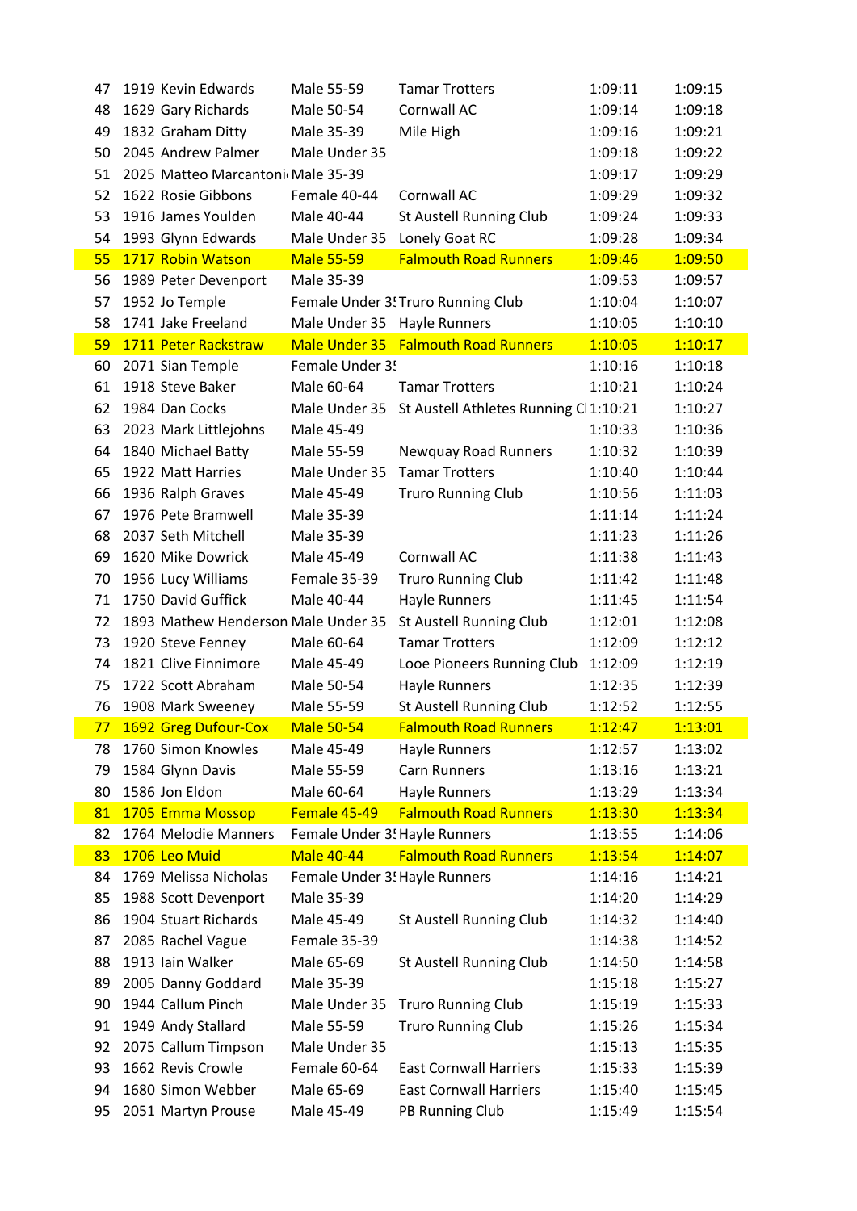| | | | | | | |
|---|---|---|---|---|---|---|
| 47 | 1919 | Kevin Edwards | Male 55-59 | Tamar Trotters | 1:09:11 | 1:09:15 |
| 48 | 1629 | Gary Richards | Male 50-54 | Cornwall AC | 1:09:14 | 1:09:18 |
| 49 | 1832 | Graham Ditty | Male 35-39 | Mile High | 1:09:16 | 1:09:21 |
| 50 | 2045 | Andrew Palmer | Male Under 35 | | 1:09:18 | 1:09:22 |
| 51 | 2025 | Matteo Marcantoni | Male 35-39 | | 1:09:17 | 1:09:29 |
| 52 | 1622 | Rosie Gibbons | Female 40-44 | Cornwall AC | 1:09:29 | 1:09:32 |
| 53 | 1916 | James Youlden | Male 40-44 | St Austell Running Club | 1:09:24 | 1:09:33 |
| 54 | 1993 | Glynn Edwards | Male Under 35 | Lonely Goat RC | 1:09:28 | 1:09:34 |
| 55 | 1717 | Robin Watson | Male 55-59 | Falmouth Road Runners | 1:09:46 | 1:09:50 |
| 56 | 1989 | Peter Devenport | Male 35-39 | | 1:09:53 | 1:09:57 |
| 57 | 1952 | Jo Temple | Female Under 35 | Truro Running Club | 1:10:04 | 1:10:07 |
| 58 | 1741 | Jake Freeland | Male Under 35 | Hayle Runners | 1:10:05 | 1:10:10 |
| 59 | 1711 | Peter Rackstraw | Male Under 35 | Falmouth Road Runners | 1:10:05 | 1:10:17 |
| 60 | 2071 | Sian Temple | Female Under 35 | | 1:10:16 | 1:10:18 |
| 61 | 1918 | Steve Baker | Male 60-64 | Tamar Trotters | 1:10:21 | 1:10:24 |
| 62 | 1984 | Dan Cocks | Male Under 35 | St Austell Athletes Running Cl | 1:10:21 | 1:10:27 |
| 63 | 2023 | Mark Littlejohns | Male 45-49 | | 1:10:33 | 1:10:36 |
| 64 | 1840 | Michael Batty | Male 55-59 | Newquay Road Runners | 1:10:32 | 1:10:39 |
| 65 | 1922 | Matt Harries | Male Under 35 | Tamar Trotters | 1:10:40 | 1:10:44 |
| 66 | 1936 | Ralph Graves | Male 45-49 | Truro Running Club | 1:10:56 | 1:11:03 |
| 67 | 1976 | Pete Bramwell | Male 35-39 | | 1:11:14 | 1:11:24 |
| 68 | 2037 | Seth Mitchell | Male 35-39 | | 1:11:23 | 1:11:26 |
| 69 | 1620 | Mike Dowrick | Male 45-49 | Cornwall AC | 1:11:38 | 1:11:43 |
| 70 | 1956 | Lucy Williams | Female 35-39 | Truro Running Club | 1:11:42 | 1:11:48 |
| 71 | 1750 | David Guffick | Male 40-44 | Hayle Runners | 1:11:45 | 1:11:54 |
| 72 | 1893 | Mathew Henderson | Male Under 35 | St Austell Running Club | 1:12:01 | 1:12:08 |
| 73 | 1920 | Steve Fenney | Male 60-64 | Tamar Trotters | 1:12:09 | 1:12:12 |
| 74 | 1821 | Clive Finnimore | Male 45-49 | Looe Pioneers Running Club | 1:12:09 | 1:12:19 |
| 75 | 1722 | Scott Abraham | Male 50-54 | Hayle Runners | 1:12:35 | 1:12:39 |
| 76 | 1908 | Mark Sweeney | Male 55-59 | St Austell Running Club | 1:12:52 | 1:12:55 |
| 77 | 1692 | Greg Dufour-Cox | Male 50-54 | Falmouth Road Runners | 1:12:47 | 1:13:01 |
| 78 | 1760 | Simon Knowles | Male 45-49 | Hayle Runners | 1:12:57 | 1:13:02 |
| 79 | 1584 | Glynn Davis | Male 55-59 | Carn Runners | 1:13:16 | 1:13:21 |
| 80 | 1586 | Jon Eldon | Male 60-64 | Hayle Runners | 1:13:29 | 1:13:34 |
| 81 | 1705 | Emma Mossop | Female 45-49 | Falmouth Road Runners | 1:13:30 | 1:13:34 |
| 82 | 1764 | Melodie Manners | Female Under 35 | Hayle Runners | 1:13:55 | 1:14:06 |
| 83 | 1706 | Leo Muid | Male 40-44 | Falmouth Road Runners | 1:13:54 | 1:14:07 |
| 84 | 1769 | Melissa Nicholas | Female Under 35 | Hayle Runners | 1:14:16 | 1:14:21 |
| 85 | 1988 | Scott Devenport | Male 35-39 | | 1:14:20 | 1:14:29 |
| 86 | 1904 | Stuart Richards | Male 45-49 | St Austell Running Club | 1:14:32 | 1:14:40 |
| 87 | 2085 | Rachel Vague | Female 35-39 | | 1:14:38 | 1:14:52 |
| 88 | 1913 | Iain Walker | Male 65-69 | St Austell Running Club | 1:14:50 | 1:14:58 |
| 89 | 2005 | Danny Goddard | Male 35-39 | | 1:15:18 | 1:15:27 |
| 90 | 1944 | Callum Pinch | Male Under 35 | Truro Running Club | 1:15:19 | 1:15:33 |
| 91 | 1949 | Andy Stallard | Male 55-59 | Truro Running Club | 1:15:26 | 1:15:34 |
| 92 | 2075 | Callum Timpson | Male Under 35 | | 1:15:13 | 1:15:35 |
| 93 | 1662 | Revis Crowle | Female 60-64 | East Cornwall Harriers | 1:15:33 | 1:15:39 |
| 94 | 1680 | Simon Webber | Male 65-69 | East Cornwall Harriers | 1:15:40 | 1:15:45 |
| 95 | 2051 | Martyn Prouse | Male 45-49 | PB Running Club | 1:15:49 | 1:15:54 |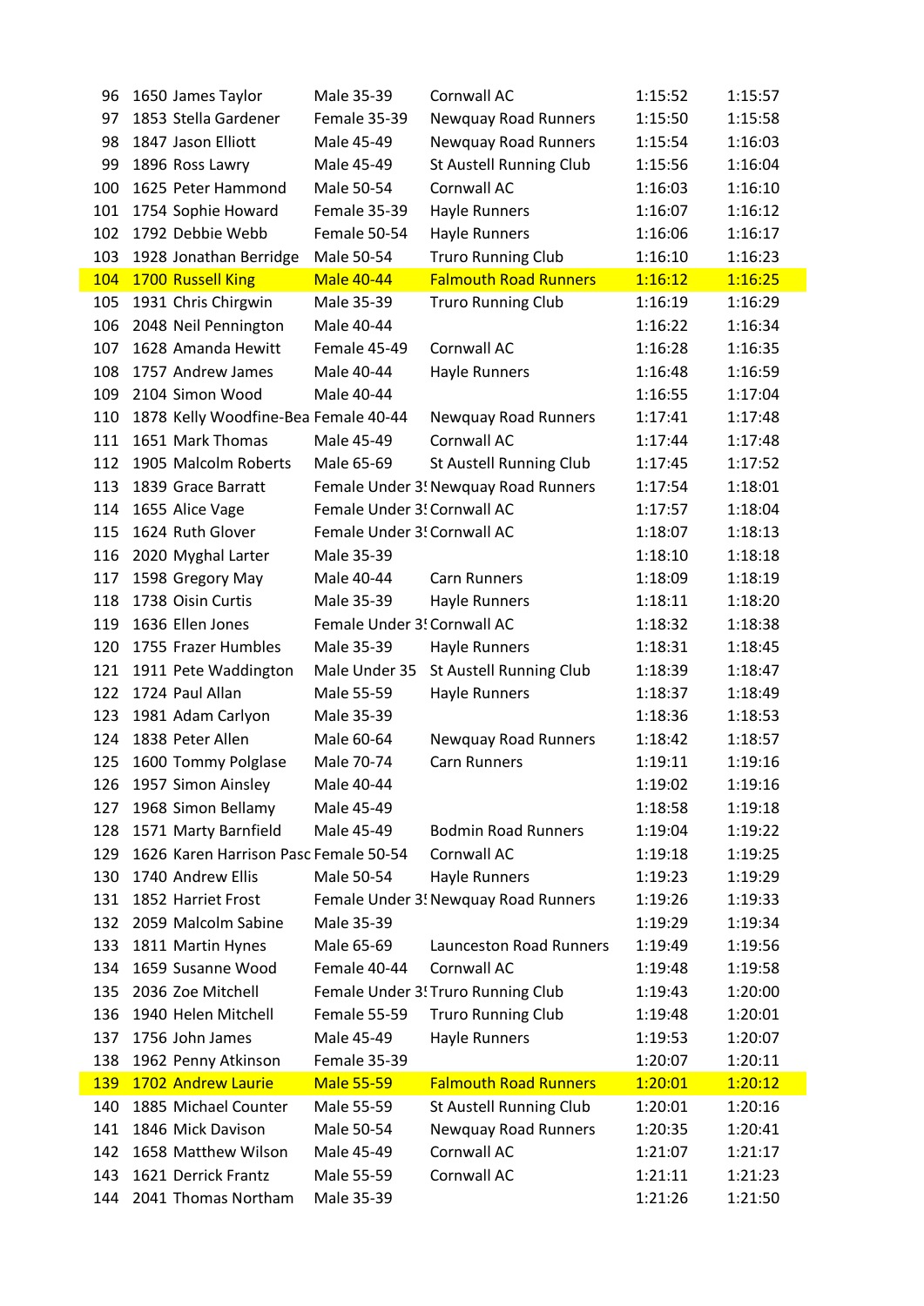| | | | | | | |
|---|---|---|---|---|---|---|
| 96 | 1650 | James Taylor | Male 35-39 | Cornwall AC | 1:15:52 | 1:15:57 |
| 97 | 1853 | Stella Gardener | Female 35-39 | Newquay Road Runners | 1:15:50 | 1:15:58 |
| 98 | 1847 | Jason Elliott | Male 45-49 | Newquay Road Runners | 1:15:54 | 1:16:03 |
| 99 | 1896 | Ross Lawry | Male 45-49 | St Austell Running Club | 1:15:56 | 1:16:04 |
| 100 | 1625 | Peter Hammond | Male 50-54 | Cornwall AC | 1:16:03 | 1:16:10 |
| 101 | 1754 | Sophie Howard | Female 35-39 | Hayle Runners | 1:16:07 | 1:16:12 |
| 102 | 1792 | Debbie Webb | Female 50-54 | Hayle Runners | 1:16:06 | 1:16:17 |
| 103 | 1928 | Jonathan Berridge | Male 50-54 | Truro Running Club | 1:16:10 | 1:16:23 |
| 104 | 1700 | Russell King | Male 40-44 | Falmouth Road Runners | 1:16:12 | 1:16:25 |
| 105 | 1931 | Chris Chirgwin | Male 35-39 | Truro Running Club | 1:16:19 | 1:16:29 |
| 106 | 2048 | Neil Pennington | Male 40-44 | | 1:16:22 | 1:16:34 |
| 107 | 1628 | Amanda Hewitt | Female 45-49 | Cornwall AC | 1:16:28 | 1:16:35 |
| 108 | 1757 | Andrew James | Male 40-44 | Hayle Runners | 1:16:48 | 1:16:59 |
| 109 | 2104 | Simon Wood | Male 40-44 | | 1:16:55 | 1:17:04 |
| 110 | 1878 | Kelly Woodfine-Bea | Female 40-44 | Newquay Road Runners | 1:17:41 | 1:17:48 |
| 111 | 1651 | Mark Thomas | Male 45-49 | Cornwall AC | 1:17:44 | 1:17:48 |
| 112 | 1905 | Malcolm Roberts | Male 65-69 | St Austell Running Club | 1:17:45 | 1:17:52 |
| 113 | 1839 | Grace Barratt | Female Under 35 | Newquay Road Runners | 1:17:54 | 1:18:01 |
| 114 | 1655 | Alice Vage | Female Under 35 | Cornwall AC | 1:17:57 | 1:18:04 |
| 115 | 1624 | Ruth Glover | Female Under 35 | Cornwall AC | 1:18:07 | 1:18:13 |
| 116 | 2020 | Myghal Larter | Male 35-39 | | 1:18:10 | 1:18:18 |
| 117 | 1598 | Gregory May | Male 40-44 | Carn Runners | 1:18:09 | 1:18:19 |
| 118 | 1738 | Oisin Curtis | Male 35-39 | Hayle Runners | 1:18:11 | 1:18:20 |
| 119 | 1636 | Ellen Jones | Female Under 35 | Cornwall AC | 1:18:32 | 1:18:38 |
| 120 | 1755 | Frazer Humbles | Male 35-39 | Hayle Runners | 1:18:31 | 1:18:45 |
| 121 | 1911 | Pete Waddington | Male Under 35 | St Austell Running Club | 1:18:39 | 1:18:47 |
| 122 | 1724 | Paul Allan | Male 55-59 | Hayle Runners | 1:18:37 | 1:18:49 |
| 123 | 1981 | Adam Carlyon | Male 35-39 | | 1:18:36 | 1:18:53 |
| 124 | 1838 | Peter Allen | Male 60-64 | Newquay Road Runners | 1:18:42 | 1:18:57 |
| 125 | 1600 | Tommy Polglase | Male 70-74 | Carn Runners | 1:19:11 | 1:19:16 |
| 126 | 1957 | Simon Ainsley | Male 40-44 | | 1:19:02 | 1:19:16 |
| 127 | 1968 | Simon Bellamy | Male 45-49 | | 1:18:58 | 1:19:18 |
| 128 | 1571 | Marty Barnfield | Male 45-49 | Bodmin Road Runners | 1:19:04 | 1:19:22 |
| 129 | 1626 | Karen Harrison Pasc | Female 50-54 | Cornwall AC | 1:19:18 | 1:19:25 |
| 130 | 1740 | Andrew Ellis | Male 50-54 | Hayle Runners | 1:19:23 | 1:19:29 |
| 131 | 1852 | Harriet Frost | Female Under 35 | Newquay Road Runners | 1:19:26 | 1:19:33 |
| 132 | 2059 | Malcolm Sabine | Male 35-39 | | 1:19:29 | 1:19:34 |
| 133 | 1811 | Martin Hynes | Male 65-69 | Launceston Road Runners | 1:19:49 | 1:19:56 |
| 134 | 1659 | Susanne Wood | Female 40-44 | Cornwall AC | 1:19:48 | 1:19:58 |
| 135 | 2036 | Zoe Mitchell | Female Under 35 | Truro Running Club | 1:19:43 | 1:20:00 |
| 136 | 1940 | Helen Mitchell | Female 55-59 | Truro Running Club | 1:19:48 | 1:20:01 |
| 137 | 1756 | John James | Male 45-49 | Hayle Runners | 1:19:53 | 1:20:07 |
| 138 | 1962 | Penny Atkinson | Female 35-39 | | 1:20:07 | 1:20:11 |
| 139 | 1702 | Andrew Laurie | Male 55-59 | Falmouth Road Runners | 1:20:01 | 1:20:12 |
| 140 | 1885 | Michael Counter | Male 55-59 | St Austell Running Club | 1:20:01 | 1:20:16 |
| 141 | 1846 | Mick Davison | Male 50-54 | Newquay Road Runners | 1:20:35 | 1:20:41 |
| 142 | 1658 | Matthew Wilson | Male 45-49 | Cornwall AC | 1:21:07 | 1:21:17 |
| 143 | 1621 | Derrick Frantz | Male 55-59 | Cornwall AC | 1:21:11 | 1:21:23 |
| 144 | 2041 | Thomas Northam | Male 35-39 | | 1:21:26 | 1:21:50 |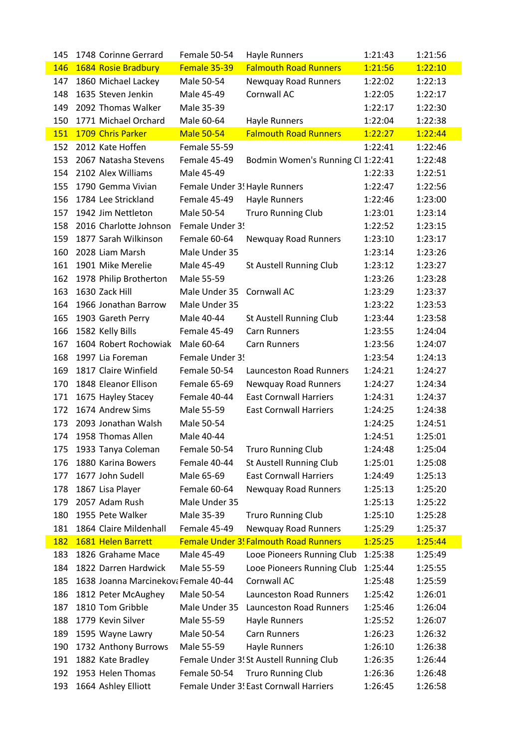| | | | | | | |
|---|---|---|---|---|---|---|
| 145 | 1748 | Corinne Gerrard | Female 50-54 | Hayle Runners | 1:21:43 | 1:21:56 |
| 146 | 1684 | Rosie Bradbury | Female 35-39 | Falmouth Road Runners | 1:21:56 | 1:22:10 |
| 147 | 1860 | Michael Lackey | Male 50-54 | Newquay Road Runners | 1:22:02 | 1:22:13 |
| 148 | 1635 | Steven Jenkin | Male 45-49 | Cornwall AC | 1:22:05 | 1:22:17 |
| 149 | 2092 | Thomas Walker | Male 35-39 | | 1:22:17 | 1:22:30 |
| 150 | 1771 | Michael Orchard | Male 60-64 | Hayle Runners | 1:22:04 | 1:22:38 |
| 151 | 1709 | Chris Parker | Male 50-54 | Falmouth Road Runners | 1:22:27 | 1:22:44 |
| 152 | 2012 | Kate Hoffen | Female 55-59 | | 1:22:41 | 1:22:46 |
| 153 | 2067 | Natasha Stevens | Female 45-49 | Bodmin Women's Running Cl | 1:22:41 | 1:22:48 |
| 154 | 2102 | Alex Williams | Male 45-49 | | 1:22:33 | 1:22:51 |
| 155 | 1790 | Gemma Vivian | Female Under 3! | Hayle Runners | 1:22:47 | 1:22:56 |
| 156 | 1784 | Lee Strickland | Female 45-49 | Hayle Runners | 1:22:46 | 1:23:00 |
| 157 | 1942 | Jim Nettleton | Male 50-54 | Truro Running Club | 1:23:01 | 1:23:14 |
| 158 | 2016 | Charlotte Johnson | Female Under 3! | | 1:22:52 | 1:23:15 |
| 159 | 1877 | Sarah Wilkinson | Female 60-64 | Newquay Road Runners | 1:23:10 | 1:23:17 |
| 160 | 2028 | Liam Marsh | Male Under 35 | | 1:23:14 | 1:23:26 |
| 161 | 1901 | Mike Merelie | Male 45-49 | St Austell Running Club | 1:23:12 | 1:23:27 |
| 162 | 1978 | Philip Brotherton | Male 55-59 | | 1:23:26 | 1:23:28 |
| 163 | 1630 | Zack Hill | Male Under 35 | Cornwall AC | 1:23:29 | 1:23:37 |
| 164 | 1966 | Jonathan Barrow | Male Under 35 | | 1:23:22 | 1:23:53 |
| 165 | 1903 | Gareth Perry | Male 40-44 | St Austell Running Club | 1:23:44 | 1:23:58 |
| 166 | 1582 | Kelly Bills | Female 45-49 | Carn Runners | 1:23:55 | 1:24:04 |
| 167 | 1604 | Robert Rochowiak | Male 60-64 | Carn Runners | 1:23:56 | 1:24:07 |
| 168 | 1997 | Lia Foreman | Female Under 3! | | 1:23:54 | 1:24:13 |
| 169 | 1817 | Claire Winfield | Female 50-54 | Launceston Road Runners | 1:24:21 | 1:24:27 |
| 170 | 1848 | Eleanor Ellison | Female 65-69 | Newquay Road Runners | 1:24:27 | 1:24:34 |
| 171 | 1675 | Hayley Stacey | Female 40-44 | East Cornwall Harriers | 1:24:31 | 1:24:37 |
| 172 | 1674 | Andrew Sims | Male 55-59 | East Cornwall Harriers | 1:24:25 | 1:24:38 |
| 173 | 2093 | Jonathan Walsh | Male 50-54 | | 1:24:25 | 1:24:51 |
| 174 | 1958 | Thomas Allen | Male 40-44 | | 1:24:51 | 1:25:01 |
| 175 | 1933 | Tanya Coleman | Female 50-54 | Truro Running Club | 1:24:48 | 1:25:04 |
| 176 | 1880 | Karina Bowers | Female 40-44 | St Austell Running Club | 1:25:01 | 1:25:08 |
| 177 | 1677 | John Sudell | Male 65-69 | East Cornwall Harriers | 1:24:49 | 1:25:13 |
| 178 | 1867 | Lisa Player | Female 60-64 | Newquay Road Runners | 1:25:13 | 1:25:20 |
| 179 | 2057 | Adam Rush | Male Under 35 | | 1:25:13 | 1:25:22 |
| 180 | 1955 | Pete Walker | Male 35-39 | Truro Running Club | 1:25:10 | 1:25:28 |
| 181 | 1864 | Claire Mildenhall | Female 45-49 | Newquay Road Runners | 1:25:29 | 1:25:37 |
| 182 | 1681 | Helen Barrett | Female Under 3! | Falmouth Road Runners | 1:25:25 | 1:25:44 |
| 183 | 1826 | Grahame Mace | Male 45-49 | Looe Pioneers Running Club | 1:25:38 | 1:25:49 |
| 184 | 1822 | Darren Hardwick | Male 55-59 | Looe Pioneers Running Club | 1:25:44 | 1:25:55 |
| 185 | 1638 | Joanna Marcinekov: | Female 40-44 | Cornwall AC | 1:25:48 | 1:25:59 |
| 186 | 1812 | Peter McAughey | Male 50-54 | Launceston Road Runners | 1:25:42 | 1:26:01 |
| 187 | 1810 | Tom Gribble | Male Under 35 | Launceston Road Runners | 1:25:46 | 1:26:04 |
| 188 | 1779 | Kevin Silver | Male 55-59 | Hayle Runners | 1:25:52 | 1:26:07 |
| 189 | 1595 | Wayne Lawry | Male 50-54 | Carn Runners | 1:26:23 | 1:26:32 |
| 190 | 1732 | Anthony Burrows | Male 55-59 | Hayle Runners | 1:26:10 | 1:26:38 |
| 191 | 1882 | Kate Bradley | Female Under 3! | St Austell Running Club | 1:26:35 | 1:26:44 |
| 192 | 1953 | Helen Thomas | Female 50-54 | Truro Running Club | 1:26:36 | 1:26:48 |
| 193 | 1664 | Ashley Elliott | Female Under 3! | East Cornwall Harriers | 1:26:45 | 1:26:58 |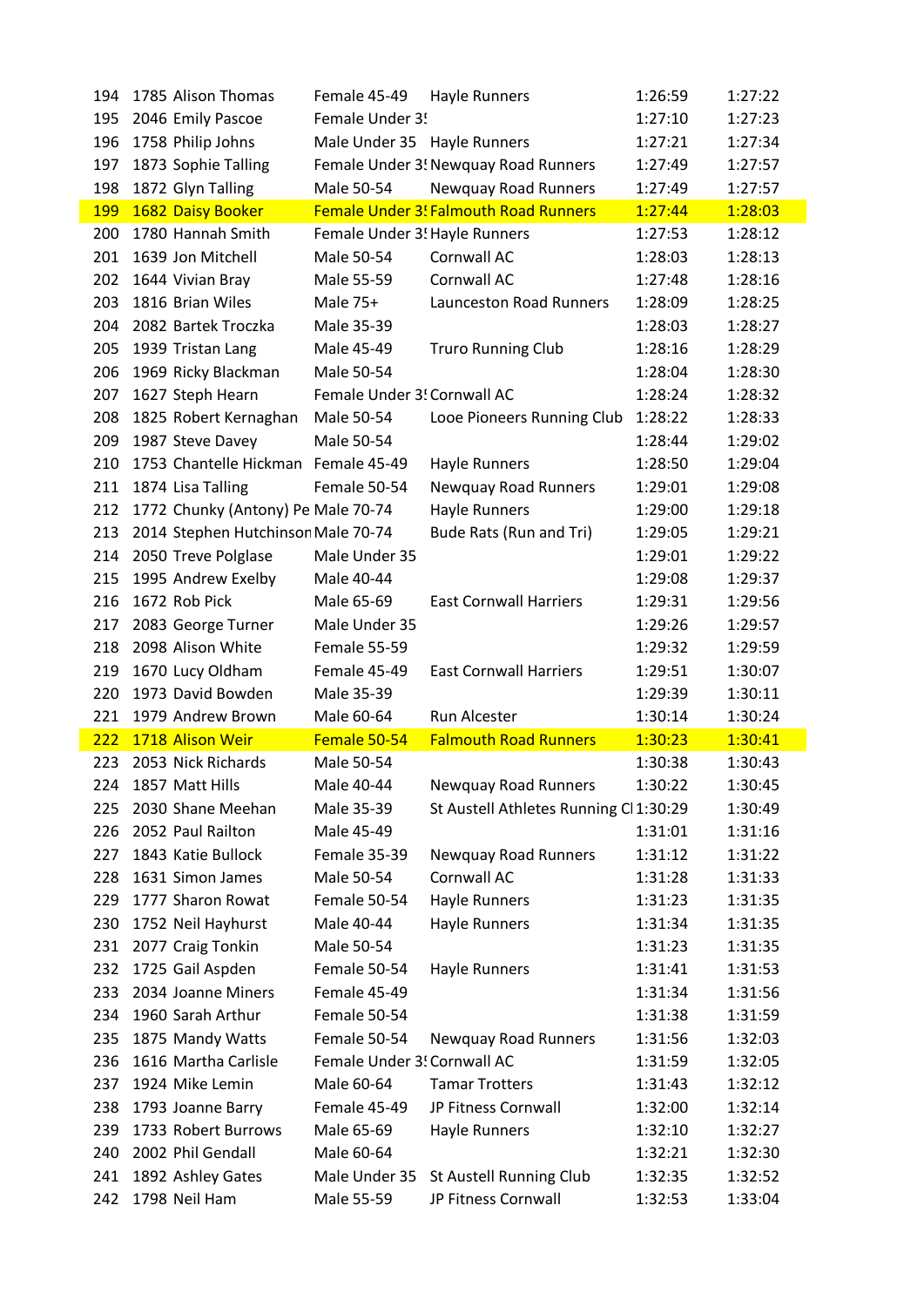| | | | | | | |
|---|---|---|---|---|---|---|
| 194 | 1785 | Alison Thomas | Female 45-49 | Hayle Runners | 1:26:59 | 1:27:22 |
| 195 | 2046 | Emily Pascoe | Female Under 3! | | 1:27:10 | 1:27:23 |
| 196 | 1758 | Philip Johns | Male Under 35 | Hayle Runners | 1:27:21 | 1:27:34 |
| 197 | 1873 | Sophie Talling | Female Under 3! | Newquay Road Runners | 1:27:49 | 1:27:57 |
| 198 | 1872 | Glyn Talling | Male 50-54 | Newquay Road Runners | 1:27:49 | 1:27:57 |
| 199 | 1682 | Daisy Booker | Female Under 3! | Falmouth Road Runners | 1:27:44 | 1:28:03 |
| 200 | 1780 | Hannah Smith | Female Under 3! | Hayle Runners | 1:27:53 | 1:28:12 |
| 201 | 1639 | Jon Mitchell | Male 50-54 | Cornwall AC | 1:28:03 | 1:28:13 |
| 202 | 1644 | Vivian Bray | Male 55-59 | Cornwall AC | 1:27:48 | 1:28:16 |
| 203 | 1816 | Brian Wiles | Male 75+ | Launceston Road Runners | 1:28:09 | 1:28:25 |
| 204 | 2082 | Bartek Troczka | Male 35-39 | | 1:28:03 | 1:28:27 |
| 205 | 1939 | Tristan Lang | Male 45-49 | Truro Running Club | 1:28:16 | 1:28:29 |
| 206 | 1969 | Ricky Blackman | Male 50-54 | | 1:28:04 | 1:28:30 |
| 207 | 1627 | Steph Hearn | Female Under 3! | Cornwall AC | 1:28:24 | 1:28:32 |
| 208 | 1825 | Robert Kernaghan | Male 50-54 | Looe Pioneers Running Club | 1:28:22 | 1:28:33 |
| 209 | 1987 | Steve Davey | Male 50-54 | | 1:28:44 | 1:29:02 |
| 210 | 1753 | Chantelle Hickman | Female 45-49 | Hayle Runners | 1:28:50 | 1:29:04 |
| 211 | 1874 | Lisa Talling | Female 50-54 | Newquay Road Runners | 1:29:01 | 1:29:08 |
| 212 | 1772 | Chunky (Antony) Pe | Male 70-74 | Hayle Runners | 1:29:00 | 1:29:18 |
| 213 | 2014 | Stephen Hutchinson | Male 70-74 | Bude Rats (Run and Tri) | 1:29:05 | 1:29:21 |
| 214 | 2050 | Treve Polglase | Male Under 35 | | 1:29:01 | 1:29:22 |
| 215 | 1995 | Andrew Exelby | Male 40-44 | | 1:29:08 | 1:29:37 |
| 216 | 1672 | Rob Pick | Male 65-69 | East Cornwall Harriers | 1:29:31 | 1:29:56 |
| 217 | 2083 | George Turner | Male Under 35 | | 1:29:26 | 1:29:57 |
| 218 | 2098 | Alison White | Female 55-59 | | 1:29:32 | 1:29:59 |
| 219 | 1670 | Lucy Oldham | Female 45-49 | East Cornwall Harriers | 1:29:51 | 1:30:07 |
| 220 | 1973 | David Bowden | Male 35-39 | | 1:29:39 | 1:30:11 |
| 221 | 1979 | Andrew Brown | Male 60-64 | Run Alcester | 1:30:14 | 1:30:24 |
| 222 | 1718 | Alison Weir | Female 50-54 | Falmouth Road Runners | 1:30:23 | 1:30:41 |
| 223 | 2053 | Nick Richards | Male 50-54 | | 1:30:38 | 1:30:43 |
| 224 | 1857 | Matt Hills | Male 40-44 | Newquay Road Runners | 1:30:22 | 1:30:45 |
| 225 | 2030 | Shane Meehan | Male 35-39 | St Austell Athletes Running Cl | 1:30:29 | 1:30:49 |
| 226 | 2052 | Paul Railton | Male 45-49 | | 1:31:01 | 1:31:16 |
| 227 | 1843 | Katie Bullock | Female 35-39 | Newquay Road Runners | 1:31:12 | 1:31:22 |
| 228 | 1631 | Simon James | Male 50-54 | Cornwall AC | 1:31:28 | 1:31:33 |
| 229 | 1777 | Sharon Rowat | Female 50-54 | Hayle Runners | 1:31:23 | 1:31:35 |
| 230 | 1752 | Neil Hayhurst | Male 40-44 | Hayle Runners | 1:31:34 | 1:31:35 |
| 231 | 2077 | Craig Tonkin | Male 50-54 | | 1:31:23 | 1:31:35 |
| 232 | 1725 | Gail Aspden | Female 50-54 | Hayle Runners | 1:31:41 | 1:31:53 |
| 233 | 2034 | Joanne Miners | Female 45-49 | | 1:31:34 | 1:31:56 |
| 234 | 1960 | Sarah Arthur | Female 50-54 | | 1:31:38 | 1:31:59 |
| 235 | 1875 | Mandy Watts | Female 50-54 | Newquay Road Runners | 1:31:56 | 1:32:03 |
| 236 | 1616 | Martha Carlisle | Female Under 3! | Cornwall AC | 1:31:59 | 1:32:05 |
| 237 | 1924 | Mike Lemin | Male 60-64 | Tamar Trotters | 1:31:43 | 1:32:12 |
| 238 | 1793 | Joanne Barry | Female 45-49 | JP Fitness Cornwall | 1:32:00 | 1:32:14 |
| 239 | 1733 | Robert Burrows | Male 65-69 | Hayle Runners | 1:32:10 | 1:32:27 |
| 240 | 2002 | Phil Gendall | Male 60-64 | | 1:32:21 | 1:32:30 |
| 241 | 1892 | Ashley Gates | Male Under 35 | St Austell Running Club | 1:32:35 | 1:32:52 |
| 242 | 1798 | Neil Ham | Male 55-59 | JP Fitness Cornwall | 1:32:53 | 1:33:04 |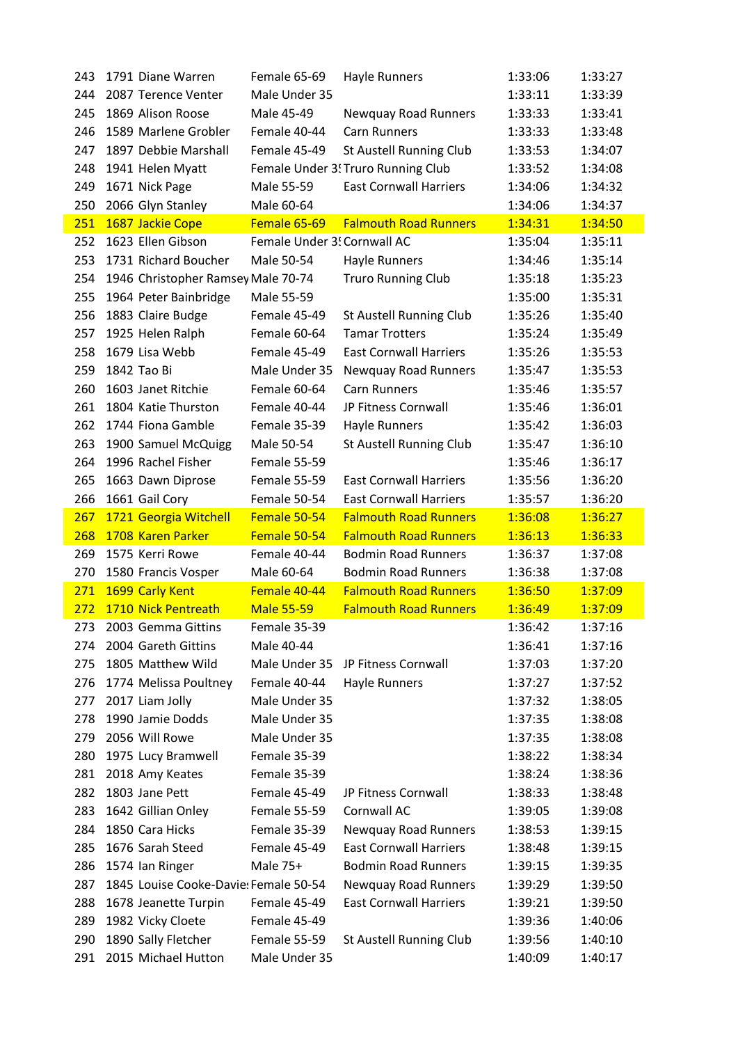| 243 | 1791 | Diane Warren | Female 65-69 | Hayle Runners | 1:33:06 | 1:33:27 |
|---|---|---|---|---|---|---|
| 244 | 2087 | Terence Venter | Male Under 35 | | 1:33:11 | 1:33:39 |
| 245 | 1869 | Alison Roose | Male 45-49 | Newquay Road Runners | 1:33:33 | 1:33:41 |
| 246 | 1589 | Marlene Grobler | Female 40-44 | Carn Runners | 1:33:33 | 1:33:48 |
| 247 | 1897 | Debbie Marshall | Female 45-49 | St Austell Running Club | 1:33:53 | 1:34:07 |
| 248 | 1941 | Helen Myatt | Female Under 3! | Truro Running Club | 1:33:52 | 1:34:08 |
| 249 | 1671 | Nick Page | Male 55-59 | East Cornwall Harriers | 1:34:06 | 1:34:32 |
| 250 | 2066 | Glyn Stanley | Male 60-64 | | 1:34:06 | 1:34:37 |
| 251 | 1687 | Jackie Cope | Female 65-69 | Falmouth Road Runners | 1:34:31 | 1:34:50 |
| 252 | 1623 | Ellen Gibson | Female Under 3! | Cornwall AC | 1:35:04 | 1:35:11 |
| 253 | 1731 | Richard Boucher | Male 50-54 | Hayle Runners | 1:34:46 | 1:35:14 |
| 254 | 1946 | Christopher Ramsey | Male 70-74 | Truro Running Club | 1:35:18 | 1:35:23 |
| 255 | 1964 | Peter Bainbridge | Male 55-59 | | 1:35:00 | 1:35:31 |
| 256 | 1883 | Claire Budge | Female 45-49 | St Austell Running Club | 1:35:26 | 1:35:40 |
| 257 | 1925 | Helen Ralph | Female 60-64 | Tamar Trotters | 1:35:24 | 1:35:49 |
| 258 | 1679 | Lisa Webb | Female 45-49 | East Cornwall Harriers | 1:35:26 | 1:35:53 |
| 259 | 1842 | Tao Bi | Male Under 35 | Newquay Road Runners | 1:35:47 | 1:35:53 |
| 260 | 1603 | Janet Ritchie | Female 60-64 | Carn Runners | 1:35:46 | 1:35:57 |
| 261 | 1804 | Katie Thurston | Female 40-44 | JP Fitness Cornwall | 1:35:46 | 1:36:01 |
| 262 | 1744 | Fiona Gamble | Female 35-39 | Hayle Runners | 1:35:42 | 1:36:03 |
| 263 | 1900 | Samuel McQuigg | Male 50-54 | St Austell Running Club | 1:35:47 | 1:36:10 |
| 264 | 1996 | Rachel Fisher | Female 55-59 | | 1:35:46 | 1:36:17 |
| 265 | 1663 | Dawn Diprose | Female 55-59 | East Cornwall Harriers | 1:35:56 | 1:36:20 |
| 266 | 1661 | Gail Cory | Female 50-54 | East Cornwall Harriers | 1:35:57 | 1:36:20 |
| 267 | 1721 | Georgia Witchell | Female 50-54 | Falmouth Road Runners | 1:36:08 | 1:36:27 |
| 268 | 1708 | Karen Parker | Female 50-54 | Falmouth Road Runners | 1:36:13 | 1:36:33 |
| 269 | 1575 | Kerri Rowe | Female 40-44 | Bodmin Road Runners | 1:36:37 | 1:37:08 |
| 270 | 1580 | Francis Vosper | Male 60-64 | Bodmin Road Runners | 1:36:38 | 1:37:08 |
| 271 | 1699 | Carly Kent | Female 40-44 | Falmouth Road Runners | 1:36:50 | 1:37:09 |
| 272 | 1710 | Nick Pentreath | Male 55-59 | Falmouth Road Runners | 1:36:49 | 1:37:09 |
| 273 | 2003 | Gemma Gittins | Female 35-39 | | 1:36:42 | 1:37:16 |
| 274 | 2004 | Gareth Gittins | Male 40-44 | | 1:36:41 | 1:37:16 |
| 275 | 1805 | Matthew Wild | Male Under 35 | JP Fitness Cornwall | 1:37:03 | 1:37:20 |
| 276 | 1774 | Melissa Poultney | Female 40-44 | Hayle Runners | 1:37:27 | 1:37:52 |
| 277 | 2017 | Liam Jolly | Male Under 35 | | 1:37:32 | 1:38:05 |
| 278 | 1990 | Jamie Dodds | Male Under 35 | | 1:37:35 | 1:38:08 |
| 279 | 2056 | Will Rowe | Male Under 35 | | 1:37:35 | 1:38:08 |
| 280 | 1975 | Lucy Bramwell | Female 35-39 | | 1:38:22 | 1:38:34 |
| 281 | 2018 | Amy Keates | Female 35-39 | | 1:38:24 | 1:38:36 |
| 282 | 1803 | Jane Pett | Female 45-49 | JP Fitness Cornwall | 1:38:33 | 1:38:48 |
| 283 | 1642 | Gillian Onley | Female 55-59 | Cornwall AC | 1:39:05 | 1:39:08 |
| 284 | 1850 | Cara Hicks | Female 35-39 | Newquay Road Runners | 1:38:53 | 1:39:15 |
| 285 | 1676 | Sarah Steed | Female 45-49 | East Cornwall Harriers | 1:38:48 | 1:39:15 |
| 286 | 1574 | Ian Ringer | Male 75+ | Bodmin Road Runners | 1:39:15 | 1:39:35 |
| 287 | 1845 | Louise Cooke-Davies | Female 50-54 | Newquay Road Runners | 1:39:29 | 1:39:50 |
| 288 | 1678 | Jeanette Turpin | Female 45-49 | East Cornwall Harriers | 1:39:21 | 1:39:50 |
| 289 | 1982 | Vicky Cloete | Female 45-49 | | 1:39:36 | 1:40:06 |
| 290 | 1890 | Sally Fletcher | Female 55-59 | St Austell Running Club | 1:39:56 | 1:40:10 |
| 291 | 2015 | Michael Hutton | Male Under 35 | | 1:40:09 | 1:40:17 |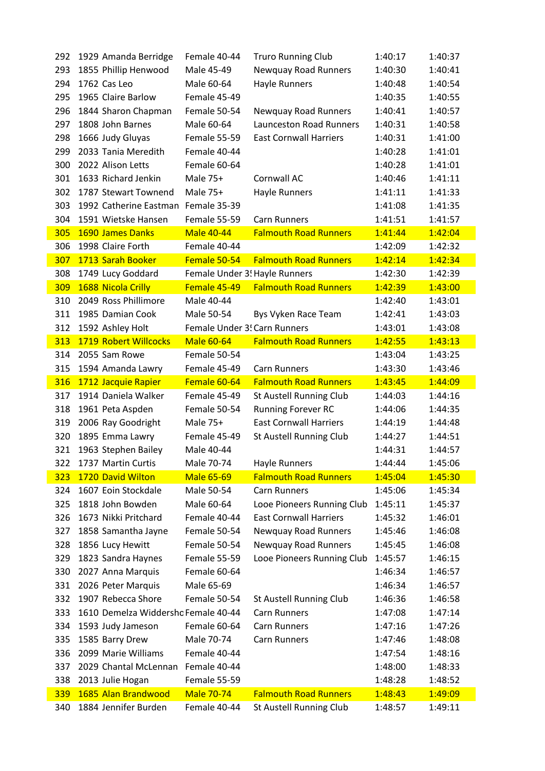| | | | | | | |
|---|---|---|---|---|---|---|
| 292 | 1929 | Amanda Berridge | Female 40-44 | Truro Running Club | 1:40:17 | 1:40:37 |
| 293 | 1855 | Phillip Henwood | Male 45-49 | Newquay Road Runners | 1:40:30 | 1:40:41 |
| 294 | 1762 | Cas Leo | Male 60-64 | Hayle Runners | 1:40:48 | 1:40:54 |
| 295 | 1965 | Claire Barlow | Female 45-49 | | 1:40:35 | 1:40:55 |
| 296 | 1844 | Sharon Chapman | Female 50-54 | Newquay Road Runners | 1:40:41 | 1:40:57 |
| 297 | 1808 | John Barnes | Male 60-64 | Launceston Road Runners | 1:40:31 | 1:40:58 |
| 298 | 1666 | Judy Gluyas | Female 55-59 | East Cornwall Harriers | 1:40:31 | 1:41:00 |
| 299 | 2033 | Tania Meredith | Female 40-44 | | 1:40:28 | 1:41:01 |
| 300 | 2022 | Alison Letts | Female 60-64 | | 1:40:28 | 1:41:01 |
| 301 | 1633 | Richard Jenkin | Male 75+ | Cornwall AC | 1:40:46 | 1:41:11 |
| 302 | 1787 | Stewart Townend | Male 75+ | Hayle Runners | 1:41:11 | 1:41:33 |
| 303 | 1992 | Catherine Eastman | Female 35-39 | | 1:41:08 | 1:41:35 |
| 304 | 1591 | Wietske Hansen | Female 55-59 | Carn Runners | 1:41:51 | 1:41:57 |
| 305 | 1690 | James Danks | Male 40-44 | Falmouth Road Runners | 1:41:44 | 1:42:04 |
| 306 | 1998 | Claire Forth | Female 40-44 | | 1:42:09 | 1:42:32 |
| 307 | 1713 | Sarah Booker | Female 50-54 | Falmouth Road Runners | 1:42:14 | 1:42:34 |
| 308 | 1749 | Lucy Goddard | Female Under 3! | Hayle Runners | 1:42:30 | 1:42:39 |
| 309 | 1688 | Nicola Crilly | Female 45-49 | Falmouth Road Runners | 1:42:39 | 1:43:00 |
| 310 | 2049 | Ross Phillimore | Male 40-44 | | 1:42:40 | 1:43:01 |
| 311 | 1985 | Damian Cook | Male 50-54 | Bys Vyken Race Team | 1:42:41 | 1:43:03 |
| 312 | 1592 | Ashley Holt | Female Under 3! | Carn Runners | 1:43:01 | 1:43:08 |
| 313 | 1719 | Robert Willcocks | Male 60-64 | Falmouth Road Runners | 1:42:55 | 1:43:13 |
| 314 | 2055 | Sam Rowe | Female 50-54 | | 1:43:04 | 1:43:25 |
| 315 | 1594 | Amanda Lawry | Female 45-49 | Carn Runners | 1:43:30 | 1:43:46 |
| 316 | 1712 | Jacquie Rapier | Female 60-64 | Falmouth Road Runners | 1:43:45 | 1:44:09 |
| 317 | 1914 | Daniela Walker | Female 45-49 | St Austell Running Club | 1:44:03 | 1:44:16 |
| 318 | 1961 | Peta Aspden | Female 50-54 | Running Forever RC | 1:44:06 | 1:44:35 |
| 319 | 2006 | Ray Goodright | Male 75+ | East Cornwall Harriers | 1:44:19 | 1:44:48 |
| 320 | 1895 | Emma Lawry | Female 45-49 | St Austell Running Club | 1:44:27 | 1:44:51 |
| 321 | 1963 | Stephen Bailey | Male 40-44 | | 1:44:31 | 1:44:57 |
| 322 | 1737 | Martin Curtis | Male 70-74 | Hayle Runners | 1:44:44 | 1:45:06 |
| 323 | 1720 | David Wilton | Male 65-69 | Falmouth Road Runners | 1:45:04 | 1:45:30 |
| 324 | 1607 | Eoin Stockdale | Male 50-54 | Carn Runners | 1:45:06 | 1:45:34 |
| 325 | 1818 | John Bowden | Male 60-64 | Looe Pioneers Running Club | 1:45:11 | 1:45:37 |
| 326 | 1673 | Nikki Pritchard | Female 40-44 | East Cornwall Harriers | 1:45:32 | 1:46:01 |
| 327 | 1858 | Samantha Jayne | Female 50-54 | Newquay Road Runners | 1:45:46 | 1:46:08 |
| 328 | 1856 | Lucy Hewitt | Female 50-54 | Newquay Road Runners | 1:45:45 | 1:46:08 |
| 329 | 1823 | Sandra Haynes | Female 55-59 | Looe Pioneers Running Club | 1:45:57 | 1:46:15 |
| 330 | 2027 | Anna Marquis | Female 60-64 | | 1:46:34 | 1:46:57 |
| 331 | 2026 | Peter Marquis | Male 65-69 | | 1:46:34 | 1:46:57 |
| 332 | 1907 | Rebecca Shore | Female 50-54 | St Austell Running Club | 1:46:36 | 1:46:58 |
| 333 | 1610 | Demelza Widdershc | Female 40-44 | Carn Runners | 1:47:08 | 1:47:14 |
| 334 | 1593 | Judy Jameson | Female 60-64 | Carn Runners | 1:47:16 | 1:47:26 |
| 335 | 1585 | Barry Drew | Male 70-74 | Carn Runners | 1:47:46 | 1:48:08 |
| 336 | 2099 | Marie Williams | Female 40-44 | | 1:47:54 | 1:48:16 |
| 337 | 2029 | Chantal McLennan | Female 40-44 | | 1:48:00 | 1:48:33 |
| 338 | 2013 | Julie Hogan | Female 55-59 | | 1:48:28 | 1:48:52 |
| 339 | 1685 | Alan Brandwood | Male 70-74 | Falmouth Road Runners | 1:48:43 | 1:49:09 |
| 340 | 1884 | Jennifer Burden | Female 40-44 | St Austell Running Club | 1:48:57 | 1:49:11 |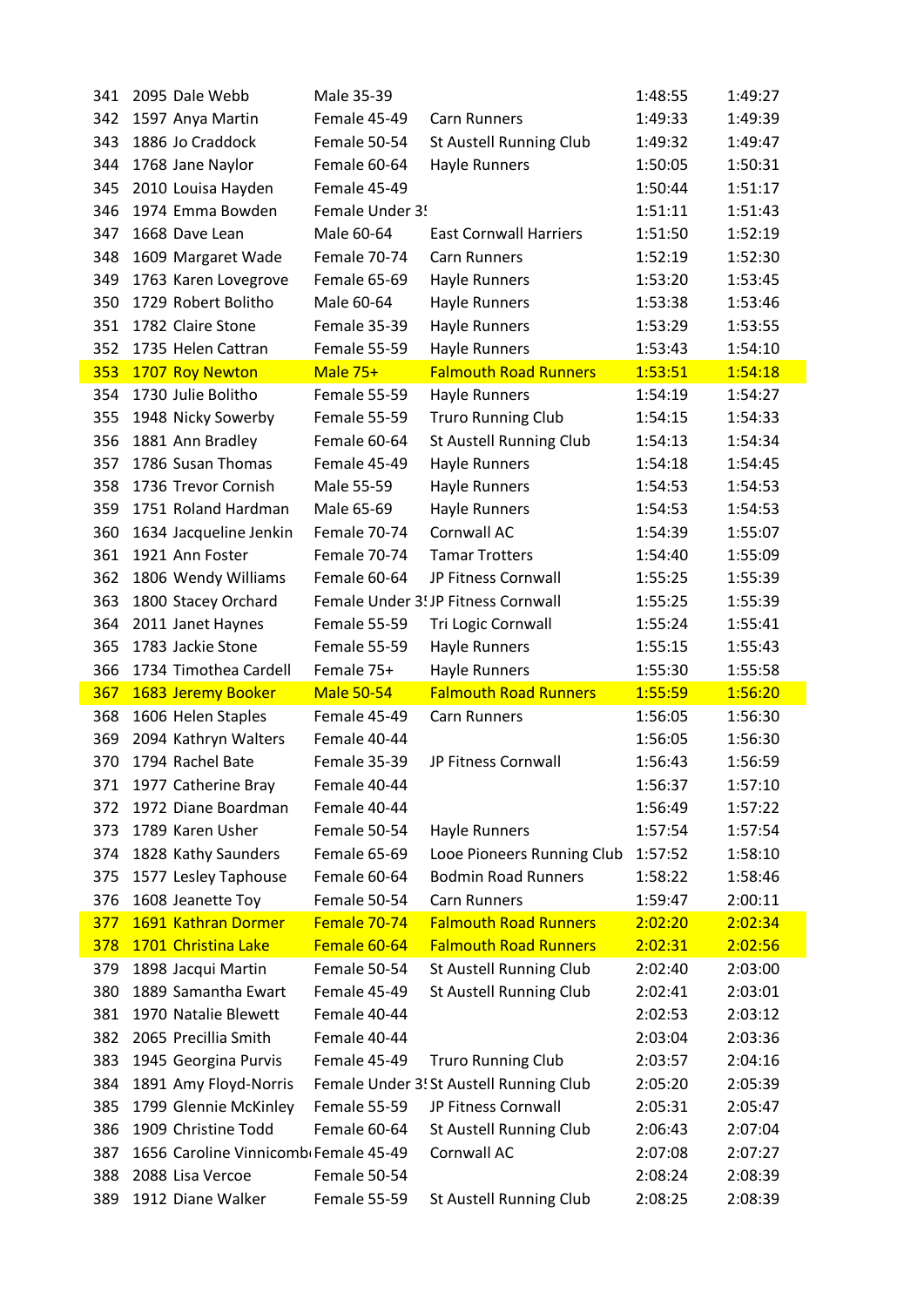| | | | | | | |
|---|---|---|---|---|---|---|
| 341 | 2095 | Dale Webb | Male 35-39 | | 1:48:55 | 1:49:27 |
| 342 | 1597 | Anya Martin | Female 45-49 | Carn Runners | 1:49:33 | 1:49:39 |
| 343 | 1886 | Jo Craddock | Female 50-54 | St Austell Running Club | 1:49:32 | 1:49:47 |
| 344 | 1768 | Jane Naylor | Female 60-64 | Hayle Runners | 1:50:05 | 1:50:31 |
| 345 | 2010 | Louisa Hayden | Female 45-49 | | 1:50:44 | 1:51:17 |
| 346 | 1974 | Emma Bowden | Female Under 3! | | 1:51:11 | 1:51:43 |
| 347 | 1668 | Dave Lean | Male 60-64 | East Cornwall Harriers | 1:51:50 | 1:52:19 |
| 348 | 1609 | Margaret Wade | Female 70-74 | Carn Runners | 1:52:19 | 1:52:30 |
| 349 | 1763 | Karen Lovegrove | Female 65-69 | Hayle Runners | 1:53:20 | 1:53:45 |
| 350 | 1729 | Robert Bolitho | Male 60-64 | Hayle Runners | 1:53:38 | 1:53:46 |
| 351 | 1782 | Claire Stone | Female 35-39 | Hayle Runners | 1:53:29 | 1:53:55 |
| 352 | 1735 | Helen Cattran | Female 55-59 | Hayle Runners | 1:53:43 | 1:54:10 |
| 353 | 1707 | Roy Newton | Male 75+ | Falmouth Road Runners | 1:53:51 | 1:54:18 |
| 354 | 1730 | Julie Bolitho | Female 55-59 | Hayle Runners | 1:54:19 | 1:54:27 |
| 355 | 1948 | Nicky Sowerby | Female 55-59 | Truro Running Club | 1:54:15 | 1:54:33 |
| 356 | 1881 | Ann Bradley | Female 60-64 | St Austell Running Club | 1:54:13 | 1:54:34 |
| 357 | 1786 | Susan Thomas | Female 45-49 | Hayle Runners | 1:54:18 | 1:54:45 |
| 358 | 1736 | Trevor Cornish | Male 55-59 | Hayle Runners | 1:54:53 | 1:54:53 |
| 359 | 1751 | Roland Hardman | Male 65-69 | Hayle Runners | 1:54:53 | 1:54:53 |
| 360 | 1634 | Jacqueline Jenkin | Female 70-74 | Cornwall AC | 1:54:39 | 1:55:07 |
| 361 | 1921 | Ann Foster | Female 70-74 | Tamar Trotters | 1:54:40 | 1:55:09 |
| 362 | 1806 | Wendy Williams | Female 60-64 | JP Fitness Cornwall | 1:55:25 | 1:55:39 |
| 363 | 1800 | Stacey Orchard | Female Under 3! | JP Fitness Cornwall | 1:55:25 | 1:55:39 |
| 364 | 2011 | Janet Haynes | Female 55-59 | Tri Logic Cornwall | 1:55:24 | 1:55:41 |
| 365 | 1783 | Jackie Stone | Female 55-59 | Hayle Runners | 1:55:15 | 1:55:43 |
| 366 | 1734 | Timothea Cardell | Female 75+ | Hayle Runners | 1:55:30 | 1:55:58 |
| 367 | 1683 | Jeremy Booker | Male 50-54 | Falmouth Road Runners | 1:55:59 | 1:56:20 |
| 368 | 1606 | Helen Staples | Female 45-49 | Carn Runners | 1:56:05 | 1:56:30 |
| 369 | 2094 | Kathryn Walters | Female 40-44 | | 1:56:05 | 1:56:30 |
| 370 | 1794 | Rachel Bate | Female 35-39 | JP Fitness Cornwall | 1:56:43 | 1:56:59 |
| 371 | 1977 | Catherine Bray | Female 40-44 | | 1:56:37 | 1:57:10 |
| 372 | 1972 | Diane Boardman | Female 40-44 | | 1:56:49 | 1:57:22 |
| 373 | 1789 | Karen Usher | Female 50-54 | Hayle Runners | 1:57:54 | 1:57:54 |
| 374 | 1828 | Kathy Saunders | Female 65-69 | Looe Pioneers Running Club | 1:57:52 | 1:58:10 |
| 375 | 1577 | Lesley Taphouse | Female 60-64 | Bodmin Road Runners | 1:58:22 | 1:58:46 |
| 376 | 1608 | Jeanette Toy | Female 50-54 | Carn Runners | 1:59:47 | 2:00:11 |
| 377 | 1691 | Kathran Dormer | Female 70-74 | Falmouth Road Runners | 2:02:20 | 2:02:34 |
| 378 | 1701 | Christina Lake | Female 60-64 | Falmouth Road Runners | 2:02:31 | 2:02:56 |
| 379 | 1898 | Jacqui Martin | Female 50-54 | St Austell Running Club | 2:02:40 | 2:03:00 |
| 380 | 1889 | Samantha Ewart | Female 45-49 | St Austell Running Club | 2:02:41 | 2:03:01 |
| 381 | 1970 | Natalie Blewett | Female 40-44 | | 2:02:53 | 2:03:12 |
| 382 | 2065 | Precillia Smith | Female 40-44 | | 2:03:04 | 2:03:36 |
| 383 | 1945 | Georgina Purvis | Female 45-49 | Truro Running Club | 2:03:57 | 2:04:16 |
| 384 | 1891 | Amy Floyd-Norris | Female Under 3! | St Austell Running Club | 2:05:20 | 2:05:39 |
| 385 | 1799 | Glennie McKinley | Female 55-59 | JP Fitness Cornwall | 2:05:31 | 2:05:47 |
| 386 | 1909 | Christine Todd | Female 60-64 | St Austell Running Club | 2:06:43 | 2:07:04 |
| 387 | 1656 | Caroline Vinnicomb | Female 45-49 | Cornwall AC | 2:07:08 | 2:07:27 |
| 388 | 2088 | Lisa Vercoe | Female 50-54 | | 2:08:24 | 2:08:39 |
| 389 | 1912 | Diane Walker | Female 55-59 | St Austell Running Club | 2:08:25 | 2:08:39 |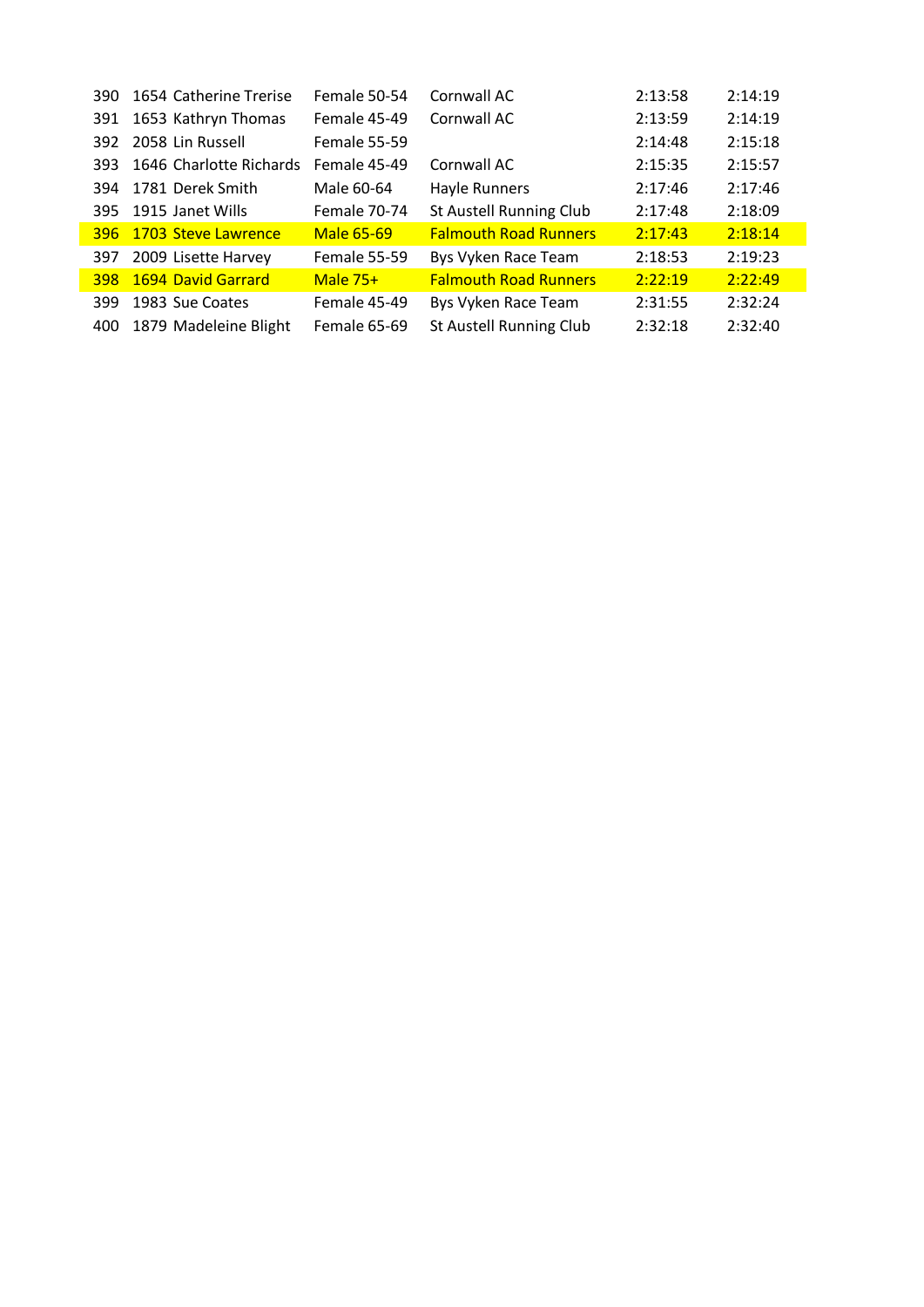| | | | | | | |
|---|---|---|---|---|---|---|
| 390 | 1654 | Catherine Trerise | Female 50-54 | Cornwall AC | 2:13:58 | 2:14:19 |
| 391 | 1653 | Kathryn Thomas | Female 45-49 | Cornwall AC | 2:13:59 | 2:14:19 |
| 392 | 2058 | Lin Russell | Female 55-59 | | 2:14:48 | 2:15:18 |
| 393 | 1646 | Charlotte Richards | Female 45-49 | Cornwall AC | 2:15:35 | 2:15:57 |
| 394 | 1781 | Derek Smith | Male 60-64 | Hayle Runners | 2:17:46 | 2:17:46 |
| 395 | 1915 | Janet Wills | Female 70-74 | St Austell Running Club | 2:17:48 | 2:18:09 |
| 396 | 1703 | Steve Lawrence | Male 65-69 | Falmouth Road Runners | 2:17:43 | 2:18:14 |
| 397 | 2009 | Lisette Harvey | Female 55-59 | Bys Vyken Race Team | 2:18:53 | 2:19:23 |
| 398 | 1694 | David Garrard | Male 75+ | Falmouth Road Runners | 2:22:19 | 2:22:49 |
| 399 | 1983 | Sue Coates | Female 45-49 | Bys Vyken Race Team | 2:31:55 | 2:32:24 |
| 400 | 1879 | Madeleine Blight | Female 65-69 | St Austell Running Club | 2:32:18 | 2:32:40 |